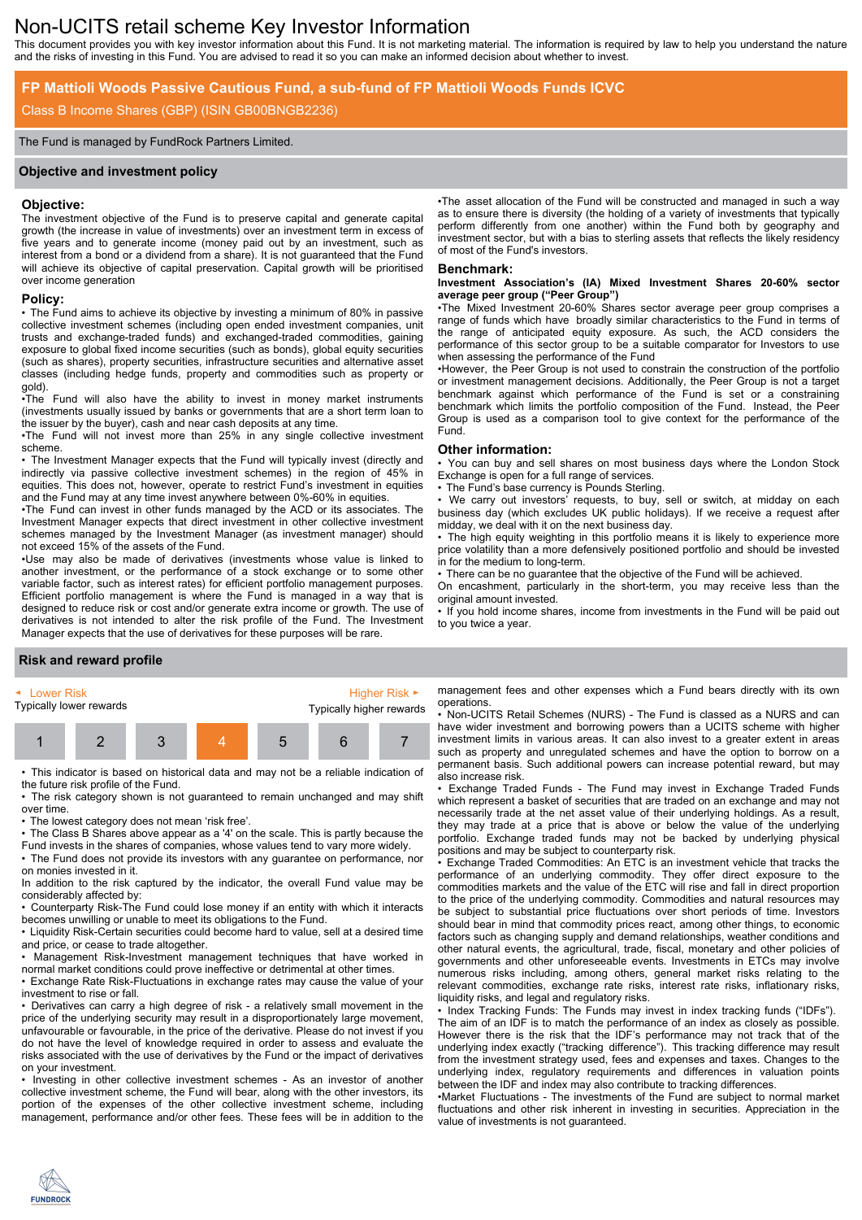# Non-UCITS retail scheme Key Investor Information

This document provides you with key investor information about this Fund. It is not marketing material. The information is required by law to help you understand the nature and the risks of investing in this Fund. You are advised to read it so you can make an informed decision about whether to invest.

## FP Mattioli Woods Passive Cautious Fund, a sub-fund of FP Mattioli Woods Funds ICVC

Class B Income Shares (GBP) (ISIN GB00BNGB2236)

The Fund is managed by FundRock Partners Limited.

## Objective and investment policy

### Objective:

The investment objective of the Fund is to preserve capital and generate capital growth (the increase in value of investments) over an investment term in excess of five years and to generate income (money paid out by an investment, such as interest from a bond or a dividend from a share). It is not guaranteed that the Fund will achieve its objective of capital preservation. Capital growth will be prioritised over income generation

### Policy:

- The Fund aims to achieve its objective by investing a minimum of 80% in passive collective investment schemes (including open ended investment companies, unit trusts and exchange-traded funds) and exchanged-traded commodities, gaining exposure to global fixed income securities (such as bonds), global equity securities (such as shares), property securities, infrastructure securities and alternative asset classes (including hedge funds, property and commodities such as property or gold).
- The Fund will also have the ability to invest in money market instruments (investments usually issued by banks or governments that are a short term loan to the issuer by the buyer), cash and near cash deposits at any time.
- The Fund will not invest more than 25% in any single collective investment scheme.
- The Investment Manager expects that the Fund will typically invest (directly and indirectly via passive collective investment schemes) in the region of 45% in equities. This does not, however, operate to restrict Fund's investment in equities and the Fund may at any time invest anywhere between 0%-60% in equities.
- The Fund can invest in other funds managed by the ACD or its associates. The Investment Manager expects that direct investment in other collective investment schemes managed by the Investment Manager (as investment manager) should not exceed 15% of the assets of the Fund.
- Use may also be made of derivatives (investments whose value is linked to another investment, or the performance of a stock exchange or to some other variable factor, such as interest rates) for efficient portfolio management purposes. Efficient portfolio management is where the Fund is managed in a way that is designed to reduce risk or cost and/or generate extra income or growth. The use of derivatives is not intended to alter the risk profile of the Fund. The Investment Manager expects that the use of derivatives for these purposes will be rare.
- The asset allocation of the Fund will be constructed and managed in such a way as to ensure there is diversity (the holding of a variety of investments that typically perform differently from one another) within the Fund both by geography and investment sector, but with a bias to sterling assets that reflects the likely residency of most of the Fund's investors.

### Benchmark:

**Investment Association's (IA) Mixed Investment Shares 20-60% sector average peer group ("Peer Group")**

- The Mixed Investment 20-60% Shares sector average peer group comprises a range of funds which have broadly similar characteristics to the Fund in terms of the range of anticipated equity exposure. As such, the ACD considers the performance of this sector group to be a suitable comparator for Investors to use when assessing the performance of the Fund
- However, the Peer Group is not used to constrain the construction of the portfolio or investment management decisions. Additionally, the Peer Group is not a target benchmark against which performance of the Fund is set or a constraining benchmark which limits the portfolio composition of the Fund. Instead, the Peer Group is used as a comparison tool to give context for the performance of the Fund.

### Other information:

- You can buy and sell shares on most business days where the London Stock Exchange is open for a full range of services.
- The Fund's base currency is Pounds Sterling.
- We carry out investors' requests, to buy, sell or switch, at midday on each business day (which excludes UK public holidays). If we receive a request after midday, we deal with it on the next business day.
- The high equity weighting in this portfolio means it is likely to experience more price volatility than a more defensively positioned portfolio and should be invested in for the medium to long-term.
- There can be no guarantee that the objective of the Fund will be achieved.

On encashment, particularly in the short-term, you may receive less than the original amount invested.

- If you hold income shares, income from investments in the Fund will be paid out to you twice a year.

## Risk and reward profile

| Lower Risk<br>Typically lower rewards | | | | | | Higher Risk<br>Typically higher rewards |
|---|---|---|---|---|---|---|
| 1 | 2 | 3 | **4** | 5 | 6 | 7 |

- This indicator is based on historical data and may not be a reliable indication of the future risk profile of the Fund.
- The risk category shown is not guaranteed to remain unchanged and may shift over time.
- The lowest category does not mean 'risk free'.
- The Class B Shares above appear as a '4' on the scale. This is partly because the Fund invests in the shares of companies, whose values tend to vary more widely.
- The Fund does not provide its investors with any guarantee on performance, nor on monies invested in it.

In addition to the risk captured by the indicator, the overall Fund value may be considerably affected by:

- Counterparty Risk-The Fund could lose money if an entity with which it interacts becomes unwilling or unable to meet its obligations to the Fund.
- Liquidity Risk-Certain securities could become hard to value, sell at a desired time and price, or cease to trade altogether.
- Management Risk-Investment management techniques that have worked in normal market conditions could prove ineffective or detrimental at other times.
- Exchange Rate Risk-Fluctuations in exchange rates may cause the value of your investment to rise or fall.
- Derivatives can carry a high degree of risk - a relatively small movement in the price of the underlying security may result in a disproportionately large movement, unfavourable or favourable, in the price of the derivative. Please do not invest if you do not have the level of knowledge required in order to assess and evaluate the risks associated with the use of derivatives by the Fund or the impact of derivatives on your investment.
- Investing in other collective investment schemes - As an investor of another collective investment scheme, the Fund will bear, along with the other investors, its portion of the expenses of the other collective investment scheme, including management, performance and/or other fees. These fees will be in addition to the management fees and other expenses which a Fund bears directly with its own operations.
- Non-UCITS Retail Schemes (NURS) - The Fund is classed as a NURS and can have wider investment and borrowing powers than a UCITS scheme with higher investment limits in various areas. It can also invest to a greater extent in areas such as property and unregulated schemes and have the option to borrow on a permanent basis. Such additional powers can increase potential reward, but may also increase risk.
- Exchange Traded Funds - The Fund may invest in Exchange Traded Funds which represent a basket of securities that are traded on an exchange and may not necessarily trade at the net asset value of their underlying holdings. As a result, they may trade at a price that is above or below the value of the underlying portfolio. Exchange traded funds may not be backed by underlying physical positions and may be subject to counterparty risk.
- Exchange Traded Commodities: An ETC is an investment vehicle that tracks the performance of an underlying commodity. They offer direct exposure to the commodities markets and the value of the ETC will rise and fall in direct proportion to the price of the underlying commodity. Commodities and natural resources may be subject to substantial price fluctuations over short periods of time. Investors should bear in mind that commodity prices react, among other things, to economic factors such as changing supply and demand relationships, weather conditions and other natural events, the agricultural, trade, fiscal, monetary and other policies of governments and other unforeseeable events. Investments in ETCs may involve numerous risks including, among others, general market risks relating to the relevant commodities, exchange rate risks, interest rate risks, inflationary risks, liquidity risks, and legal and regulatory risks.
- Index Tracking Funds: The Funds may invest in index tracking funds ("IDFs"). The aim of an IDF is to match the performance of an index as closely as possible. However there is the risk that the IDF's performance may not track that of the underlying index exactly ("tracking difference"). This tracking difference may result from the investment strategy used, fees and expenses and taxes. Changes to the underlying index, regulatory requirements and differences in valuation points between the IDF and index may also contribute to tracking differences.
- Market Fluctuations - The investments of the Fund are subject to normal market fluctuations and other risk inherent in investing in securities. Appreciation in the value of investments is not guaranteed.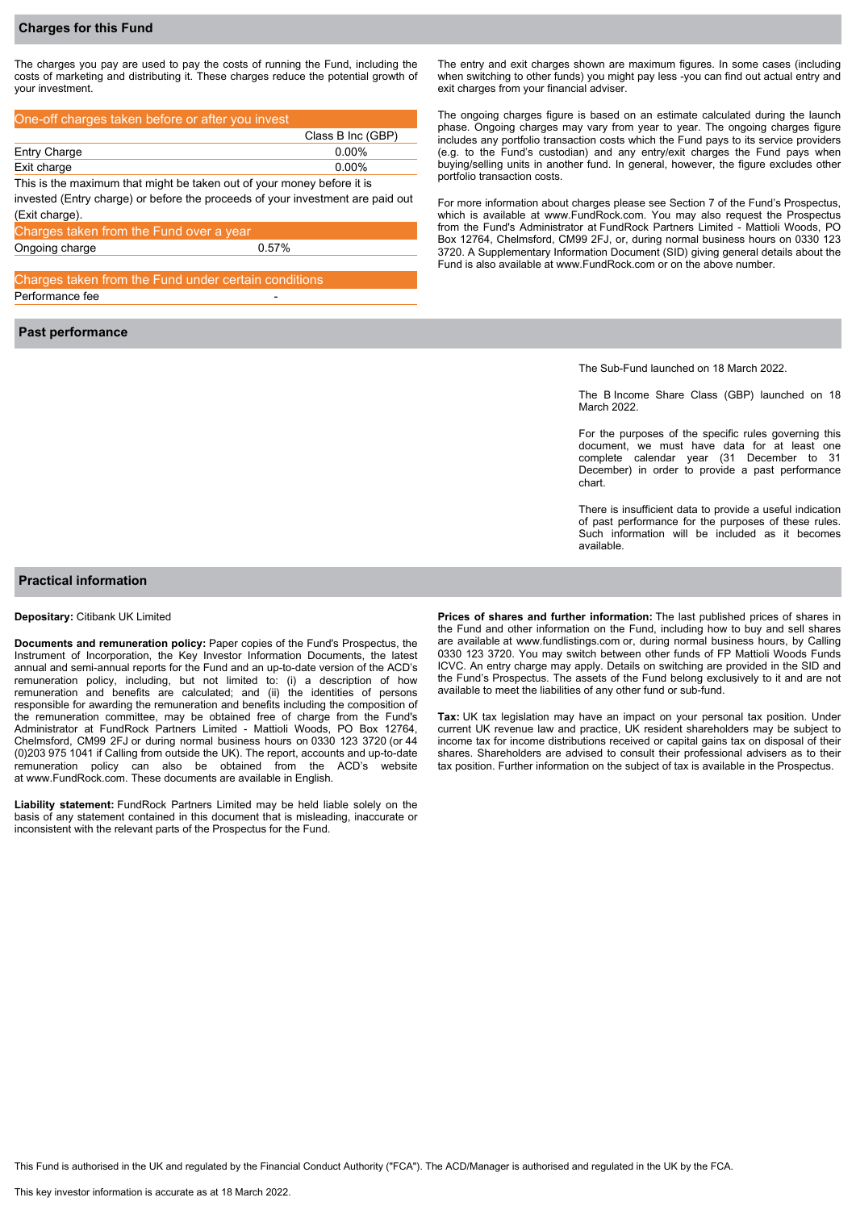## Charges for this Fund

The charges you pay are used to pay the costs of running the Fund, including the costs of marketing and distributing it. These charges reduce the potential growth of your investment.

| One-off charges taken before or after you invest | |
|---|---|
| | Class B Inc (GBP) |
| Entry Charge | 0.00% |
| Exit charge | 0.00% |

This is the maximum that might be taken out of your money before it is invested (Entry charge) or before the proceeds of your investment are paid out (Exit charge).

| Charges taken from the Fund over a year | |
|---|---|
| Ongoing charge | 0.57% |

| Charges taken from the Fund under certain conditions | |
|---|---|
| Performance fee | - |

The entry and exit charges shown are maximum figures. In some cases (including when switching to other funds) you might pay less -you can find out actual entry and exit charges from your financial adviser.

The ongoing charges figure is based on an estimate calculated during the launch phase. Ongoing charges may vary from year to year. The ongoing charges figure includes any portfolio transaction costs which the Fund pays to its service providers (e.g. to the Fund's custodian) and any entry/exit charges the Fund pays when buying/selling units in another fund. In general, however, the figure excludes other portfolio transaction costs.

For more information about charges please see Section 7 of the Fund's Prospectus, which is available at www.FundRock.com. You may also request the Prospectus from the Fund's Administrator at FundRock Partners Limited - Mattioli Woods, PO Box 12764, Chelmsford, CM99 2FJ, or, during normal business hours on 0330 123 3720. A Supplementary Information Document (SID) giving general details about the Fund is also available at www.FundRock.com or on the above number.

## Past performance

The Sub-Fund launched on 18 March 2022.

The B Income Share Class (GBP) launched on 18 March 2022.

For the purposes of the specific rules governing this document, we must have data for at least one complete calendar year (31 December to 31 December) in order to provide a past performance chart.

There is insufficient data to provide a useful indication of past performance for the purposes of these rules. Such information will be included as it becomes available.

## Practical information

**Depositary:** Citibank UK Limited

**Documents and remuneration policy:** Paper copies of the Fund's Prospectus, the Instrument of Incorporation, the Key Investor Information Documents, the latest annual and semi-annual reports for the Fund and an up-to-date version of the ACD's remuneration policy, including, but not limited to: (i) a description of how remuneration and benefits are calculated; and (ii) the identities of persons responsible for awarding the remuneration and benefits including the composition of the remuneration committee, may be obtained free of charge from the Fund's Administrator at FundRock Partners Limited - Mattioli Woods, PO Box 12764, Chelmsford, CM99 2FJ or during normal business hours on 0330 123 3720 (or 44 (0)203 975 1041 if Calling from outside the UK). The report, accounts and up-to-date remuneration policy can also be obtained from the ACD's website at www.FundRock.com. These documents are available in English.

**Liability statement:** FundRock Partners Limited may be held liable solely on the basis of any statement contained in this document that is misleading, inaccurate or inconsistent with the relevant parts of the Prospectus for the Fund.

**Prices of shares and further information:** The last published prices of shares in the Fund and other information on the Fund, including how to buy and sell shares are available at www.fundlistings.com or, during normal business hours, by Calling 0330 123 3720. You may switch between other funds of FP Mattioli Woods Funds ICVC. An entry charge may apply. Details on switching are provided in the SID and the Fund's Prospectus. The assets of the Fund belong exclusively to it and are not available to meet the liabilities of any other fund or sub-fund.

**Tax:** UK tax legislation may have an impact on your personal tax position. Under current UK revenue law and practice, UK resident shareholders may be subject to income tax for income distributions received or capital gains tax on disposal of their shares. Shareholders are advised to consult their professional advisers as to their tax position. Further information on the subject of tax is available in the Prospectus.

This Fund is authorised in the UK and regulated by the Financial Conduct Authority ("FCA"). The ACD/Manager is authorised and regulated in the UK by the FCA.

This key investor information is accurate as at 18 March 2022.